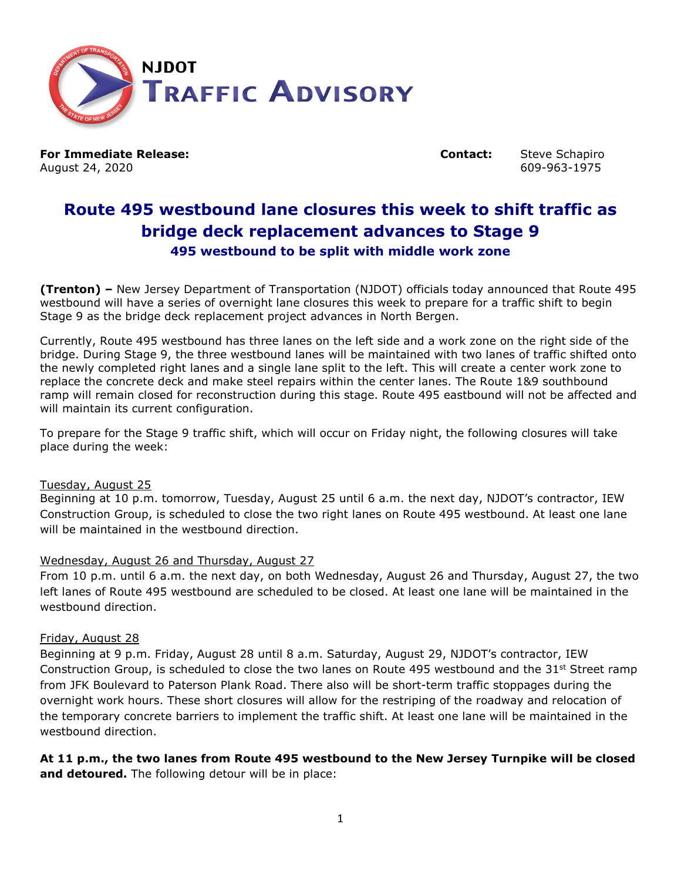# NJDOT TRAFFIC ADVISORY

**For Immediate Release:**
August 24, 2020

**Contact:** Steve Schapiro
609-963-1975

## Route 495 westbound lane closures this week to shift traffic as bridge deck replacement advances to Stage 9

### 495 westbound to be split with middle work zone

**(Trenton) –** New Jersey Department of Transportation (NJDOT) officials today announced that Route 495 westbound will have a series of overnight lane closures this week to prepare for a traffic shift to begin Stage 9 as the bridge deck replacement project advances in North Bergen.

Currently, Route 495 westbound has three lanes on the left side and a work zone on the right side of the bridge. During Stage 9, the three westbound lanes will be maintained with two lanes of traffic shifted onto the newly completed right lanes and a single lane split to the left. This will create a center work zone to replace the concrete deck and make steel repairs within the center lanes. The Route 1&9 southbound ramp will remain closed for reconstruction during this stage. Route 495 eastbound will not be affected and will maintain its current configuration.

To prepare for the Stage 9 traffic shift, which will occur on Friday night, the following closures will take place during the week:

Tuesday, August 25
Beginning at 10 p.m. tomorrow, Tuesday, August 25 until 6 a.m. the next day, NJDOT's contractor, IEW Construction Group, is scheduled to close the two right lanes on Route 495 westbound. At least one lane will be maintained in the westbound direction.

Wednesday, August 26 and Thursday, August 27
From 10 p.m. until 6 a.m. the next day, on both Wednesday, August 26 and Thursday, August 27, the two left lanes of Route 495 westbound are scheduled to be closed. At least one lane will be maintained in the westbound direction.

Friday, August 28
Beginning at 9 p.m. Friday, August 28 until 8 a.m. Saturday, August 29, NJDOT's contractor, IEW Construction Group, is scheduled to close the two lanes on Route 495 westbound and the 31st Street ramp from JFK Boulevard to Paterson Plank Road. There also will be short-term traffic stoppages during the overnight work hours. These short closures will allow for the restriping of the roadway and relocation of the temporary concrete barriers to implement the traffic shift. At least one lane will be maintained in the westbound direction.

**At 11 p.m., the two lanes from Route 495 westbound to the New Jersey Turnpike will be closed and detoured.** The following detour will be in place: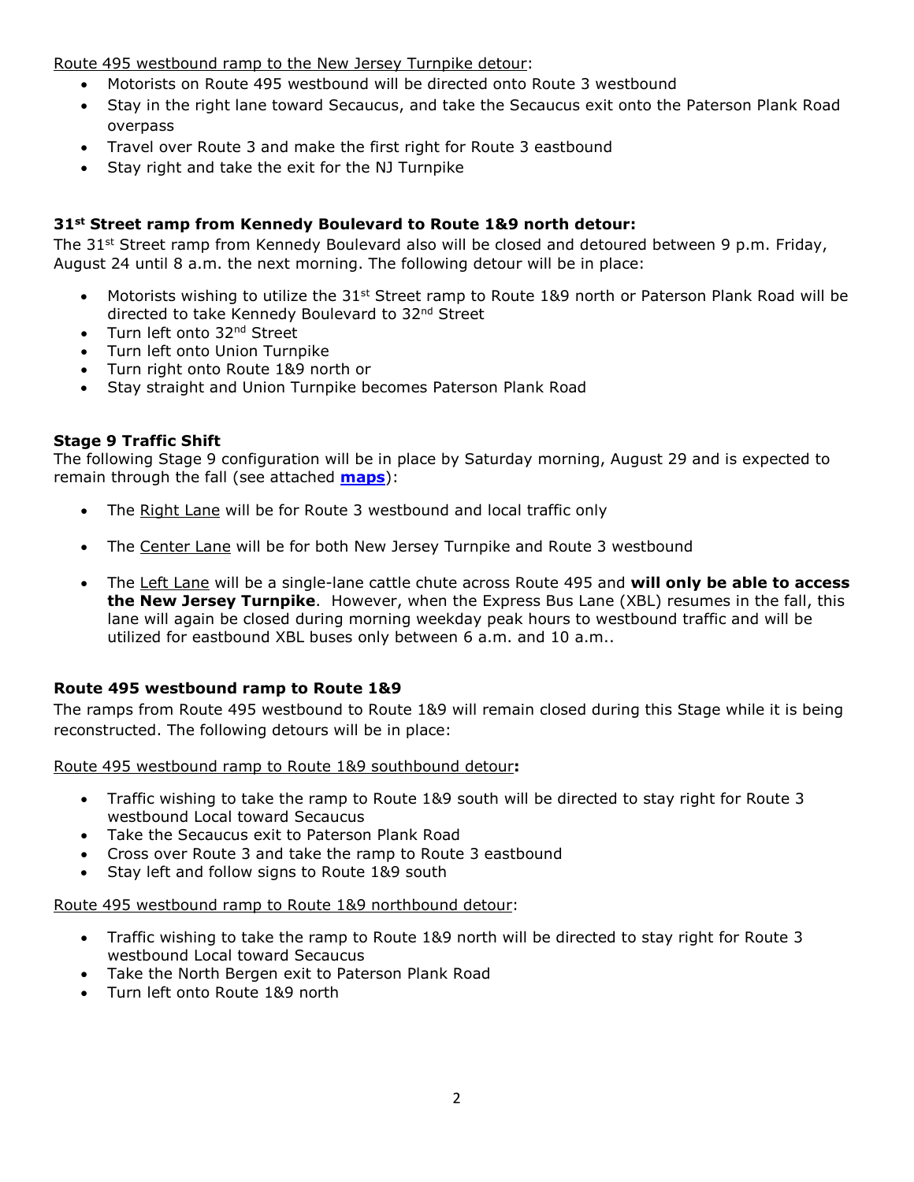Route 495 westbound ramp to the New Jersey Turnpike detour:

- Motorists on Route 495 westbound will be directed onto Route 3 westbound
- Stay in the right lane toward Secaucus, and take the Secaucus exit onto the Paterson Plank Road overpass
- Travel over Route 3 and make the first right for Route 3 eastbound
- Stay right and take the exit for the NJ Turnpike

### 31st Street ramp from Kennedy Boulevard to Route 1&9 north detour:

The 31st Street ramp from Kennedy Boulevard also will be closed and detoured between 9 p.m. Friday, August 24 until 8 a.m. the next morning. The following detour will be in place:

- Motorists wishing to utilize the 31st Street ramp to Route 1&9 north or Paterson Plank Road will be directed to take Kennedy Boulevard to 32nd Street
- Turn left onto 32nd Street
- Turn left onto Union Turnpike
- Turn right onto Route 1&9 north or
- Stay straight and Union Turnpike becomes Paterson Plank Road

### Stage 9 Traffic Shift

The following Stage 9 configuration will be in place by Saturday morning, August 29 and is expected to remain through the fall (see attached **maps**):

- The Right Lane will be for Route 3 westbound and local traffic only
- The Center Lane will be for both New Jersey Turnpike and Route 3 westbound
- The Left Lane will be a single-lane cattle chute across Route 495 and **will only be able to access the New Jersey Turnpike**. However, when the Express Bus Lane (XBL) resumes in the fall, this lane will again be closed during morning weekday peak hours to westbound traffic and will be utilized for eastbound XBL buses only between 6 a.m. and 10 a.m..

### Route 495 westbound ramp to Route 1&9

The ramps from Route 495 westbound to Route 1&9 will remain closed during this Stage while it is being reconstructed. The following detours will be in place:

Route 495 westbound ramp to Route 1&9 southbound detour**:**

- Traffic wishing to take the ramp to Route 1&9 south will be directed to stay right for Route 3 westbound Local toward Secaucus
- Take the Secaucus exit to Paterson Plank Road
- Cross over Route 3 and take the ramp to Route 3 eastbound
- Stay left and follow signs to Route 1&9 south

Route 495 westbound ramp to Route 1&9 northbound detour:

- Traffic wishing to take the ramp to Route 1&9 north will be directed to stay right for Route 3 westbound Local toward Secaucus
- Take the North Bergen exit to Paterson Plank Road
- Turn left onto Route 1&9 north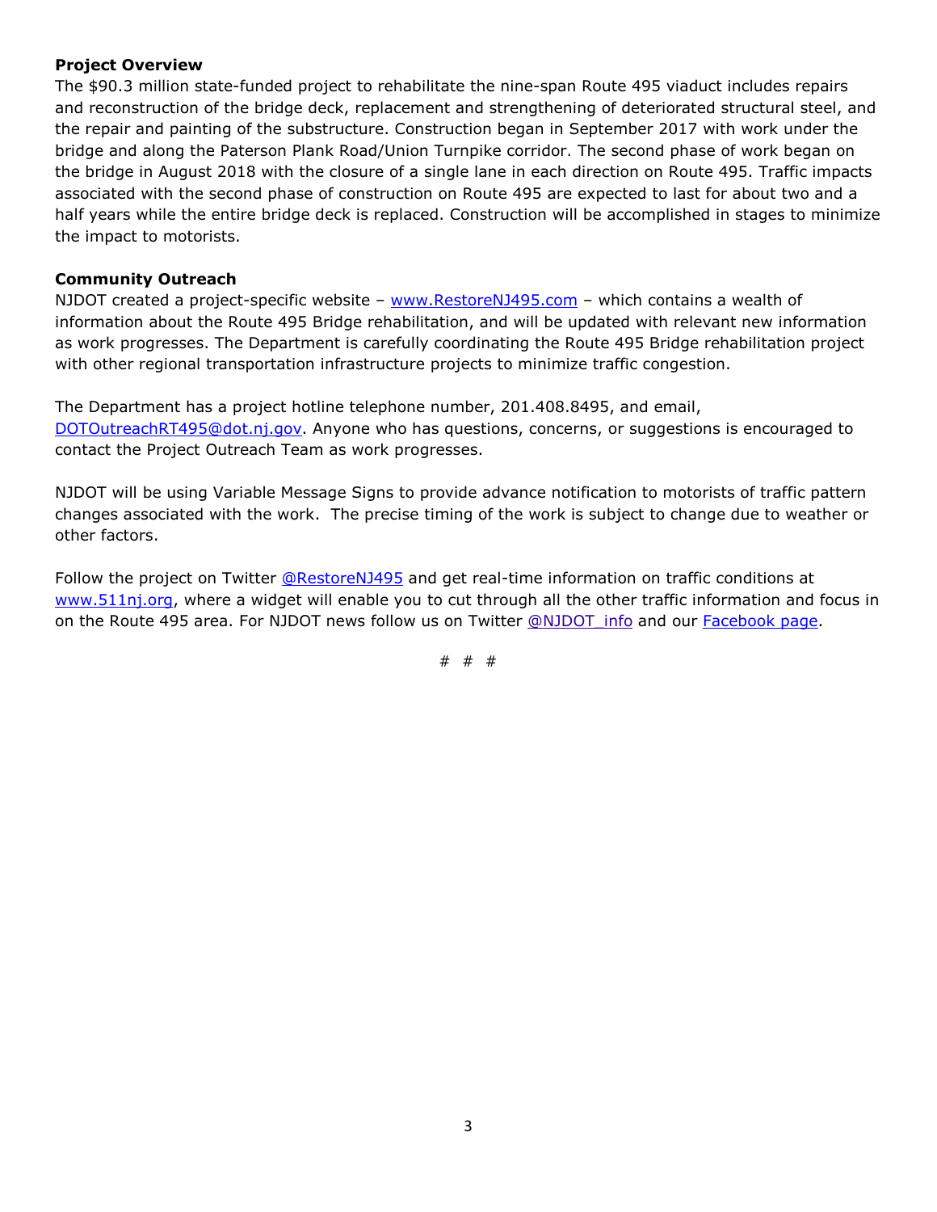**Project Overview**

The $90.3 million state-funded project to rehabilitate the nine-span Route 495 viaduct includes repairs and reconstruction of the bridge deck, replacement and strengthening of deteriorated structural steel, and the repair and painting of the substructure. Construction began in September 2017 with work under the bridge and along the Paterson Plank Road/Union Turnpike corridor. The second phase of work began on the bridge in August 2018 with the closure of a single lane in each direction on Route 495. Traffic impacts associated with the second phase of construction on Route 495 are expected to last for about two and a half years while the entire bridge deck is replaced. Construction will be accomplished in stages to minimize the impact to motorists.

**Community Outreach**

NJDOT created a project-specific website – [www.RestoreNJ495.com](http://www.RestoreNJ495.com) – which contains a wealth of information about the Route 495 Bridge rehabilitation, and will be updated with relevant new information as work progresses. The Department is carefully coordinating the Route 495 Bridge rehabilitation project with other regional transportation infrastructure projects to minimize traffic congestion.

The Department has a project hotline telephone number, 201.408.8495, and email, [DOTOutreachRT495@dot.nj.gov](mailto:DOTOutreachRT495@dot.nj.gov). Anyone who has questions, concerns, or suggestions is encouraged to contact the Project Outreach Team as work progresses.

NJDOT will be using Variable Message Signs to provide advance notification to motorists of traffic pattern changes associated with the work. The precise timing of the work is subject to change due to weather or other factors.

Follow the project on Twitter @RestoreNJ495 and get real-time information on traffic conditions at [www.511nj.org](http://www.511nj.org), where a widget will enable you to cut through all the other traffic information and focus in on the Route 495 area. For NJDOT news follow us on Twitter @NJDOT_info and our Facebook page.

# # #